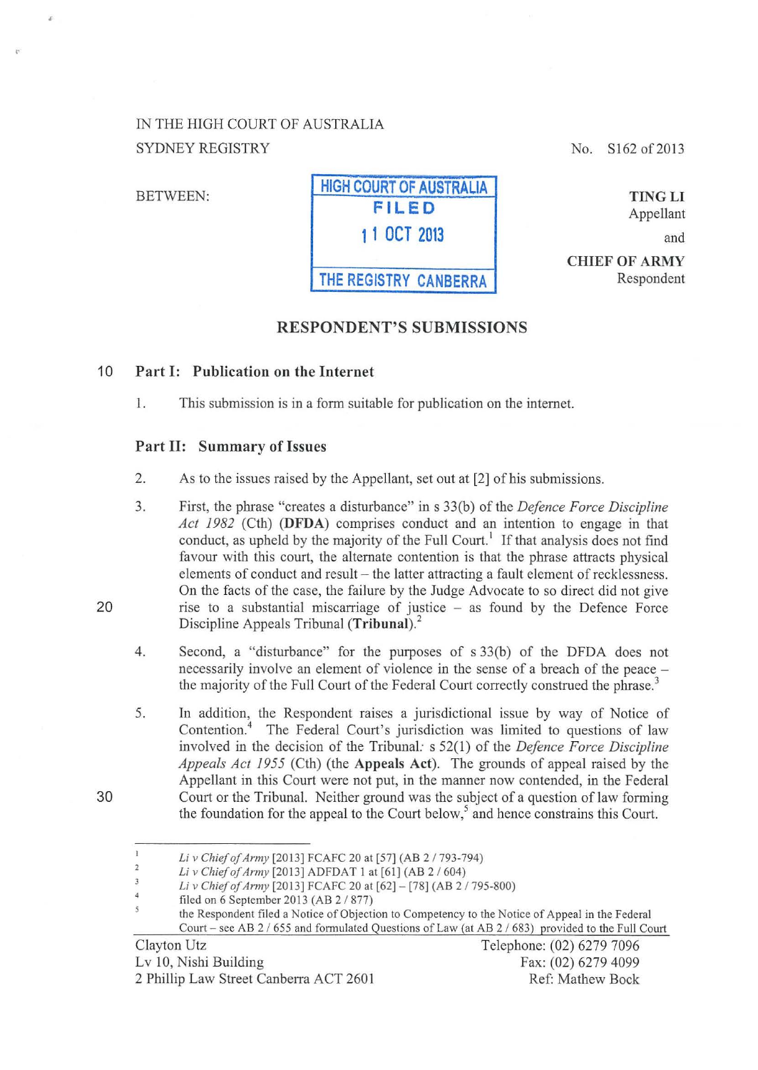IN THE HIGH COURT OF AUSTRALIA
SYDNEY REGISTRY

No. S162 of 2013

BETWEEN:

HIGH COURT OF AUSTRALIA
FILED
11 OCT 2013
THE REGISTRY CANBERRA

**TING LI**
Appellant

and

**CHIEF OF ARMY**
Respondent

## RESPONDENT'S SUBMISSIONS

### Part I: Publication on the Internet

1. This submission is in a form suitable for publication on the internet.

### Part II: Summary of Issues

2. As to the issues raised by the Appellant, set out at [2] of his submissions.

3. First, the phrase "creates a disturbance" in s 33(b) of the *Defence Force Discipline Act 1982* (Cth) (**DFDA**) comprises conduct and an intention to engage in that conduct, as upheld by the majority of the Full Court.[1] If that analysis does not find favour with this court, the alternate contention is that the phrase attracts physical elements of conduct and result – the latter attracting a fault element of recklessness. On the facts of the case, the failure by the Judge Advocate to so direct did not give rise to a substantial miscarriage of justice – as found by the Defence Force Discipline Appeals Tribunal (**Tribunal**).[2]

4. Second, a "disturbance" for the purposes of s 33(b) of the DFDA does not necessarily involve an element of violence in the sense of a breach of the peace – the majority of the Full Court of the Federal Court correctly construed the phrase.[3]

5. In addition, the Respondent raises a jurisdictional issue by way of Notice of Contention.[4] The Federal Court's jurisdiction was limited to questions of law involved in the decision of the Tribunal: s 52(1) of the *Defence Force Discipline Appeals Act 1955* (Cth) (the **Appeals Act**). The grounds of appeal raised by the Appellant in this Court were not put, in the manner now contended, in the Federal Court or the Tribunal. Neither ground was the subject of a question of law forming the foundation for the appeal to the Court below,[5] and hence constrains this Court.

---

1 *Li v Chief of Army* [2013] FCAFC 20 at [57] (AB 2 / 793-794)
2 *Li v Chief of Army* [2013] ADFDAT 1 at [61] (AB 2 / 604)
3 *Li v Chief of Army* [2013] FCAFC 20 at [62] – [78] (AB 2 / 795-800)
4 filed on 6 September 2013 (AB 2 / 877)
5 the Respondent filed a Notice of Objection to Competency to the Notice of Appeal in the Federal Court – see AB 2 / 655 and formulated Questions of Law (at AB 2 / 683) provided to the Full Court

Clayton Utz
Lv 10, Nishi Building
2 Phillip Law Street Canberra ACT 2601

Telephone: (02) 6279 7096
Fax: (02) 6279 4099
Ref: Mathew Bock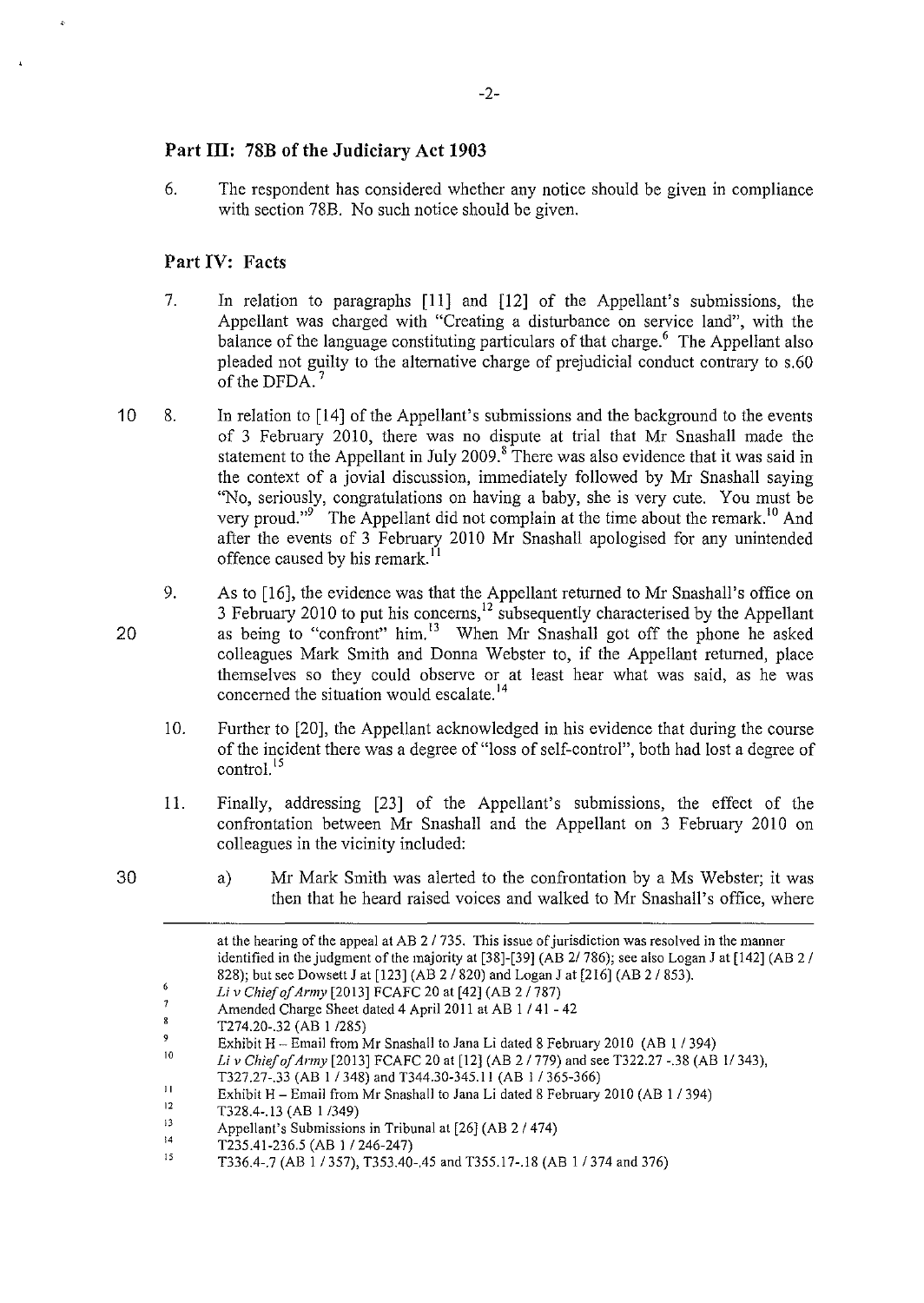## Part III: 78B of the Judiciary Act 1903

6. The respondent has considered whether any notice should be given in compliance with section 78B. No such notice should be given.

## Part IV: Facts

7. In relation to paragraphs [11] and [12] of the Appellant's submissions, the Appellant was charged with "Creating a disturbance on service land", with the balance of the language constituting particulars of that charge.[6] The Appellant also pleaded not guilty to the alternative charge of prejudicial conduct contrary to s.60 of the DFDA.[7]

8. In relation to [14] of the Appellant's submissions and the background to the events of 3 February 2010, there was no dispute at trial that Mr Snashall made the statement to the Appellant in July 2009.[8] There was also evidence that it was said in the context of a jovial discussion, immediately followed by Mr Snashall saying "No, seriously, congratulations on having a baby, she is very cute. You must be very proud."[9] The Appellant did not complain at the time about the remark.[10] And after the events of 3 February 2010 Mr Snashall apologised for any unintended offence caused by his remark.[11]

9. As to [16], the evidence was that the Appellant returned to Mr Snashall's office on 3 February 2010 to put his concerns,[12] subsequently characterised by the Appellant as being to "confront" him.[13] When Mr Snashall got off the phone he asked colleagues Mark Smith and Donna Webster to, if the Appellant returned, place themselves so they could observe or at least hear what was said, as he was concerned the situation would escalate.[14]

10. Further to [20], the Appellant acknowledged in his evidence that during the course of the incident there was a degree of "loss of self-control", both had lost a degree of control.[15]

11. Finally, addressing [23] of the Appellant's submissions, the effect of the confrontation between Mr Snashall and the Appellant on 3 February 2010 on colleagues in the vicinity included:

    a) Mr Mark Smith was alerted to the confrontation by a Ms Webster; it was then that he heard raised voices and walked to Mr Snashall's office, where

---

at the hearing of the appeal at AB 2 / 735. This issue of jurisdiction was resolved in the manner identified in the judgment of the majority at [38]-[39] (AB 2/ 786); see also Logan J at [142] (AB 2 / 828); but see Dowsett J at [123] (AB 2 / 820) and Logan J at [216] (AB 2 / 853).

6. *Li v Chief of Army* [2013] FCAFC 20 at [42] (AB 2 / 787)
7. Amended Charge Sheet dated 4 April 2011 at AB 1 / 41 - 42
8. T274.20-.32 (AB 1 /285)
9. Exhibit H – Email from Mr Snashall to Jana Li dated 8 February 2010 (AB 1 / 394)
10. *Li v Chief of Army* [2013] FCAFC 20 at [12] (AB 2 / 779) and see T322.27 -.38 (AB 1/ 343), T327.27-.33 (AB 1 / 348) and T344.30-345.11 (AB 1 / 365-366)
11. Exhibit H – Email from Mr Snashall to Jana Li dated 8 February 2010 (AB 1 / 394)
12. T328.4-.13 (AB 1 /349)
13. Appellant's Submissions in Tribunal at [26] (AB 2 / 474)
14. T235.41-236.5 (AB 1 / 246-247)
15. T336.4-.7 (AB 1 / 357), T353.40-.45 and T355.17-.18 (AB 1 / 374 and 376)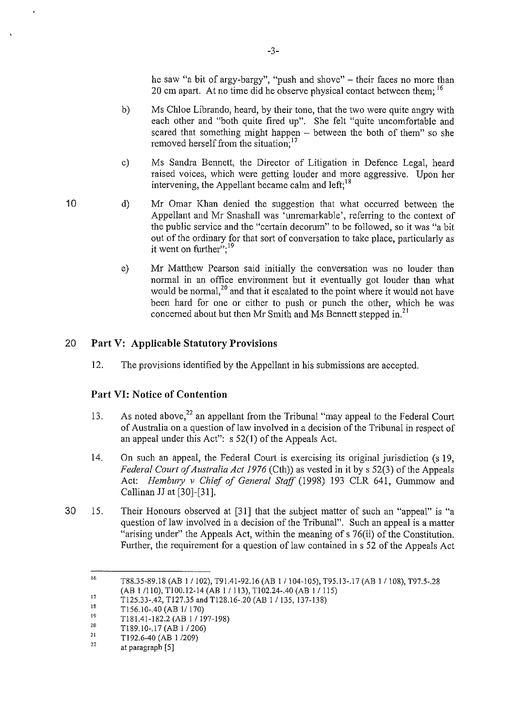he saw "a bit of argy-bargy", "push and shove" – their faces no more than 20 cm apart. At no time did he observe physical contact between them; [16]

b) Ms Chloe Librando, heard, by their tone, that the two were quite angry with each other and "both quite fired up". She felt "quite uncomfortable and scared that something might happen – between the both of them" so she removed herself from the situation; [17]

c) Ms Sandra Bennett, the Director of Litigation in Defence Legal, heard raised voices, which were getting louder and more aggressive. Upon her intervening, the Appellant became calm and left; [18]

d) Mr Omar Khan denied the suggestion that what occurred between the Appellant and Mr Snashall was 'unremarkable', referring to the context of the public service and the "certain decorum" to be followed, so it was "a bit out of the ordinary for that sort of conversation to take place, particularly as it went on further"; [19]

e) Mr Matthew Pearson said initially the conversation was no louder than normal in an office environment but it eventually got louder than what would be normal, [20] and that it escalated to the point where it would not have been hard for one or either to push or punch the other, which he was concerned about but then Mr Smith and Ms Bennett stepped in. [21]

## Part V: Applicable Statutory Provisions

12. The provisions identified by the Appellant in his submissions are accepted.

## Part VI: Notice of Contention

13. As noted above, [22] an appellant from the Tribunal "may appeal to the Federal Court of Australia on a question of law involved in a decision of the Tribunal in respect of an appeal under this Act": s 52(1) of the Appeals Act.

14. On such an appeal, the Federal Court is exercising its original jurisdiction (s 19, *Federal Court of Australia Act 1976* (Cth)) as vested in it by s 52(3) of the Appeals Act: *Hembury v Chief of General Staff* (1998) 193 CLR 641, Gummow and Callinan JJ at [30]-[31].

15. Their Honours observed at [31] that the subject matter of such an "appeal" is "a question of law involved in a decision of the Tribunal". Such an appeal is a matter "arising under" the Appeals Act, within the meaning of s 76(ii) of the Constitution. Further, the requirement for a question of law contained in s 52 of the Appeals Act

---

16 T88.35-89.18 (AB 1 / 102), T91.41-92.16 (AB 1 / 104-105), T95.13-.17 (AB 1 / 108), T97.5-.28 (AB 1 /110), T100.12-14 (AB 1 / 113), T102.24-.40 (AB 1 / 115)

17 T125.33-.42, T127.35 and T128.16-.20 (AB 1 / 135, 137-138)

18 T156.10-.40 (AB 1/ 170)

19 T181.41-182.2 (AB 1 / 197-198)

20 T189.10-.17 (AB 1 / 206)

21 T192.6-40 (AB 1 /209)

22 at paragraph [5]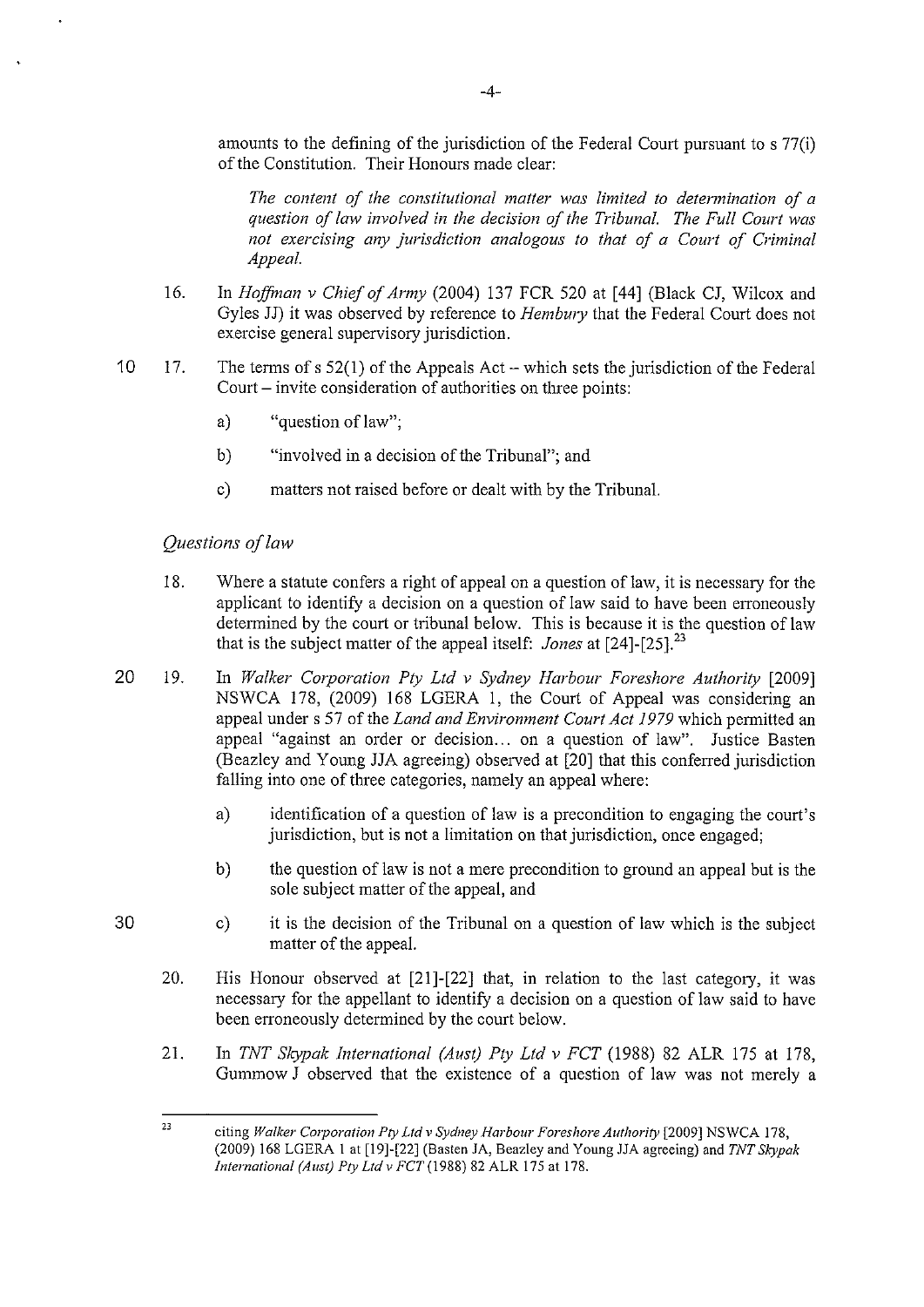amounts to the defining of the jurisdiction of the Federal Court pursuant to s 77(i) of the Constitution. Their Honours made clear:

> *The content of the constitutional matter was limited to determination of a question of law involved in the decision of the Tribunal. The Full Court was not exercising any jurisdiction analogous to that of a Court of Criminal Appeal.*

16. In *Hoffman v Chief of Army* (2004) 137 FCR 520 at [44] (Black CJ, Wilcox and Gyles JJ) it was observed by reference to *Hembury* that the Federal Court does not exercise general supervisory jurisdiction.

17. The terms of s 52(1) of the Appeals Act – which sets the jurisdiction of the Federal Court – invite consideration of authorities on three points:

    a) "question of law";

    b) "involved in a decision of the Tribunal"; and

    c) matters not raised before or dealt with by the Tribunal.

*Questions of law*

18. Where a statute confers a right of appeal on a question of law, it is necessary for the applicant to identify a decision on a question of law said to have been erroneously determined by the court or tribunal below. This is because it is the question of law that is the subject matter of the appeal itself: *Jones* at [24]-[25].[23]

19. In *Walker Corporation Pty Ltd v Sydney Harbour Foreshore Authority* [2009] NSWCA 178, (2009) 168 LGERA 1, the Court of Appeal was considering an appeal under s 57 of the *Land and Environment Court Act 1979* which permitted an appeal "against an order or decision… on a question of law". Justice Basten (Beazley and Young JJA agreeing) observed at [20] that this conferred jurisdiction falling into one of three categories, namely an appeal where:

    a) identification of a question of law is a precondition to engaging the court's jurisdiction, but is not a limitation on that jurisdiction, once engaged;

    b) the question of law is not a mere precondition to ground an appeal but is the sole subject matter of the appeal, and

    c) it is the decision of the Tribunal on a question of law which is the subject matter of the appeal.

20. His Honour observed at [21]-[22] that, in relation to the last category, it was necessary for the appellant to identify a decision on a question of law said to have been erroneously determined by the court below.

21. In *TNT Skypak International (Aust) Pty Ltd v FCT* (1988) 82 ALR 175 at 178, Gummow J observed that the existence of a question of law was not merely a

---

[23] citing *Walker Corporation Pty Ltd v Sydney Harbour Foreshore Authority* [2009] NSWCA 178, (2009) 168 LGERA 1 at [19]-[22] (Basten JA, Beazley and Young JJA agreeing) and *TNT Skypak International (Aust) Pty Ltd v FCT* (1988) 82 ALR 175 at 178.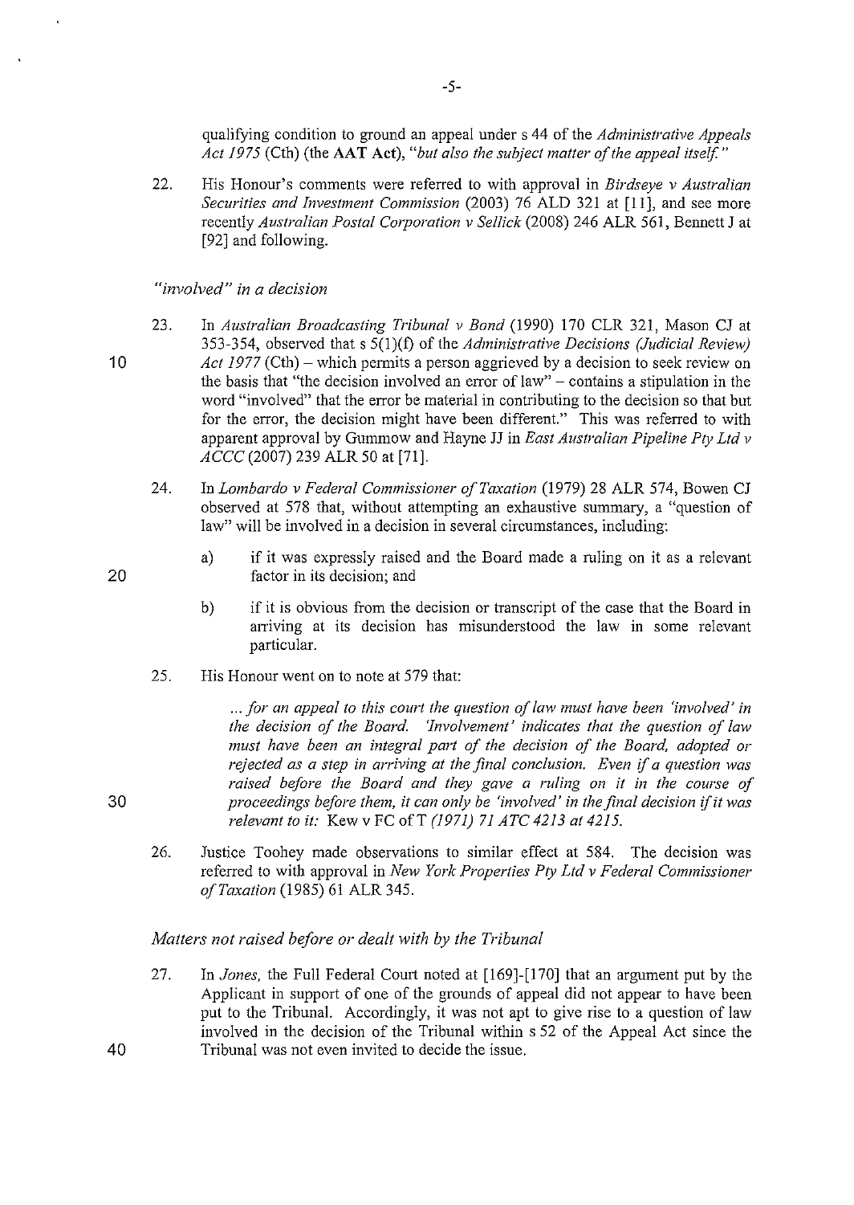qualifying condition to ground an appeal under s 44 of the *Administrative Appeals Act 1975* (Cth) (the **AAT Act**), "*but also the subject matter of the appeal itself.*"

22. His Honour's comments were referred to with approval in *Birdseye v Australian Securities and Investment Commission* (2003) 76 ALD 321 at [11], and see more recently *Australian Postal Corporation v Sellick* (2008) 246 ALR 561, Bennett J at [92] and following.

*"involved" in a decision*

23. In *Australian Broadcasting Tribunal v Bond* (1990) 170 CLR 321, Mason CJ at 353-354, observed that s 5(1)(f) of the *Administrative Decisions (Judicial Review) Act 1977* (Cth) – which permits a person aggrieved by a decision to seek review on the basis that "the decision involved an error of law" – contains a stipulation in the word "involved" that the error be material in contributing to the decision so that but for the error, the decision might have been different." This was referred to with apparent approval by Gummow and Hayne JJ in *East Australian Pipeline Pty Ltd v ACCC* (2007) 239 ALR 50 at [71].

24. In *Lombardo v Federal Commissioner of Taxation* (1979) 28 ALR 574, Bowen CJ observed at 578 that, without attempting an exhaustive summary, a "question of law" will be involved in a decision in several circumstances, including:

   a) if it was expressly raised and the Board made a ruling on it as a relevant factor in its decision; and

   b) if it is obvious from the decision or transcript of the case that the Board in arriving at its decision has misunderstood the law in some relevant particular.

25. His Honour went on to note at 579 that:

> *... for an appeal to this court the question of law must have been 'involved' in the decision of the Board. 'Involvement' indicates that the question of law must have been an integral part of the decision of the Board, adopted or rejected as a step in arriving at the final conclusion. Even if a question was raised before the Board and they gave a ruling on it in the course of proceedings before them, it can only be 'involved' in the final decision if it was relevant to it:* Kew v FC of T *(1971) 71 ATC 4213 at 4215.*

26. Justice Toohey made observations to similar effect at 584. The decision was referred to with approval in *New York Properties Pty Ltd v Federal Commissioner of Taxation* (1985) 61 ALR 345.

*Matters not raised before or dealt with by the Tribunal*

27. In *Jones*, the Full Federal Court noted at [169]-[170] that an argument put by the Applicant in support of one of the grounds of appeal did not appear to have been put to the Tribunal. Accordingly, it was not apt to give rise to a question of law involved in the decision of the Tribunal within s 52 of the Appeal Act since the Tribunal was not even invited to decide the issue.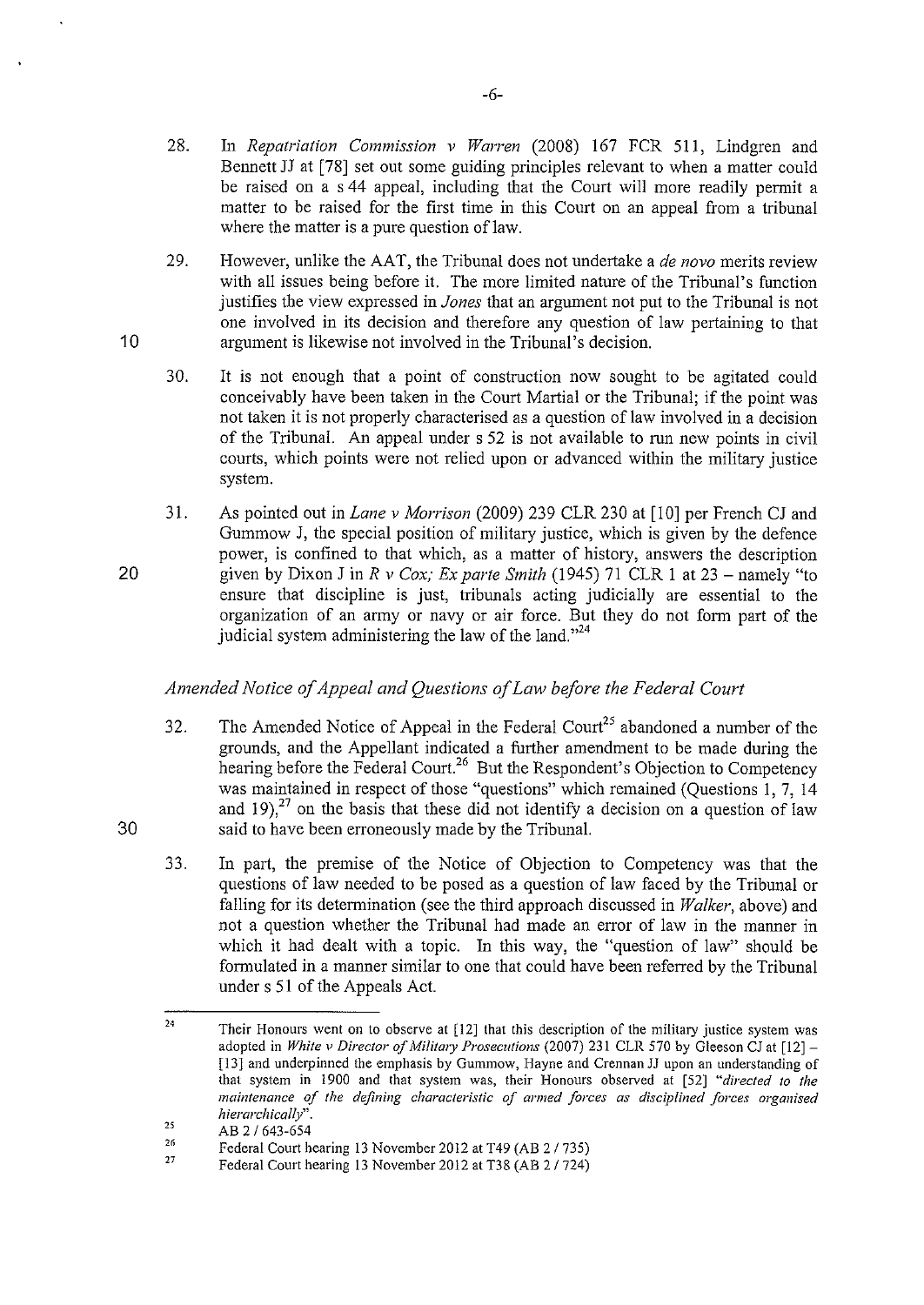28. In *Repatriation Commission v Warren* (2008) 167 FCR 511, Lindgren and Bennett JJ at [78] set out some guiding principles relevant to when a matter could be raised on a s 44 appeal, including that the Court will more readily permit a matter to be raised for the first time in this Court on an appeal from a tribunal where the matter is a pure question of law.

29. However, unlike the AAT, the Tribunal does not undertake a *de novo* merits review with all issues being before it. The more limited nature of the Tribunal's function justifies the view expressed in *Jones* that an argument not put to the Tribunal is not one involved in its decision and therefore any question of law pertaining to that argument is likewise not involved in the Tribunal's decision.

30. It is not enough that a point of construction now sought to be agitated could conceivably have been taken in the Court Martial or the Tribunal; if the point was not taken it is not properly characterised as a question of law involved in a decision of the Tribunal. An appeal under s 52 is not available to run new points in civil courts, which points were not relied upon or advanced within the military justice system.

31. As pointed out in *Lane v Morrison* (2009) 239 CLR 230 at [10] per French CJ and Gummow J, the special position of military justice, which is given by the defence power, is confined to that which, as a matter of history, answers the description given by Dixon J in *R v Cox; Ex parte Smith* (1945) 71 CLR 1 at 23 – namely "to ensure that discipline is just, tribunals acting judicially are essential to the organization of an army or navy or air force. But they do not form part of the judicial system administering the law of the land."[24]

### *Amended Notice of Appeal and Questions of Law before the Federal Court*

32. The Amended Notice of Appeal in the Federal Court[25] abandoned a number of the grounds, and the Appellant indicated a further amendment to be made during the hearing before the Federal Court.[26] But the Respondent's Objection to Competency was maintained in respect of those "questions" which remained (Questions 1, 7, 14 and 19),[27] on the basis that these did not identify a decision on a question of law said to have been erroneously made by the Tribunal.

33. In part, the premise of the Notice of Objection to Competency was that the questions of law needed to be posed as a question of law faced by the Tribunal or falling for its determination (see the third approach discussed in *Walker*, above) and not a question whether the Tribunal had made an error of law in the manner in which it had dealt with a topic. In this way, the "question of law" should be formulated in a manner similar to one that could have been referred by the Tribunal under s 51 of the Appeals Act.

---

[24] Their Honours went on to observe at [12] that this description of the military justice system was adopted in *White v Director of Military Prosecutions* (2007) 231 CLR 570 by Gleeson CJ at [12] – [13] and underpinned the emphasis by Gummow, Hayne and Crennan JJ upon an understanding of that system in 1900 and that system was, their Honours observed at [52] *"directed to the maintenance of the defining characteristic of armed forces as disciplined forces organised hierarchically"*.

[25] AB 2 / 643-654

[26] Federal Court hearing 13 November 2012 at T49 (AB 2 / 735)

[27] Federal Court hearing 13 November 2012 at T38 (AB 2 / 724)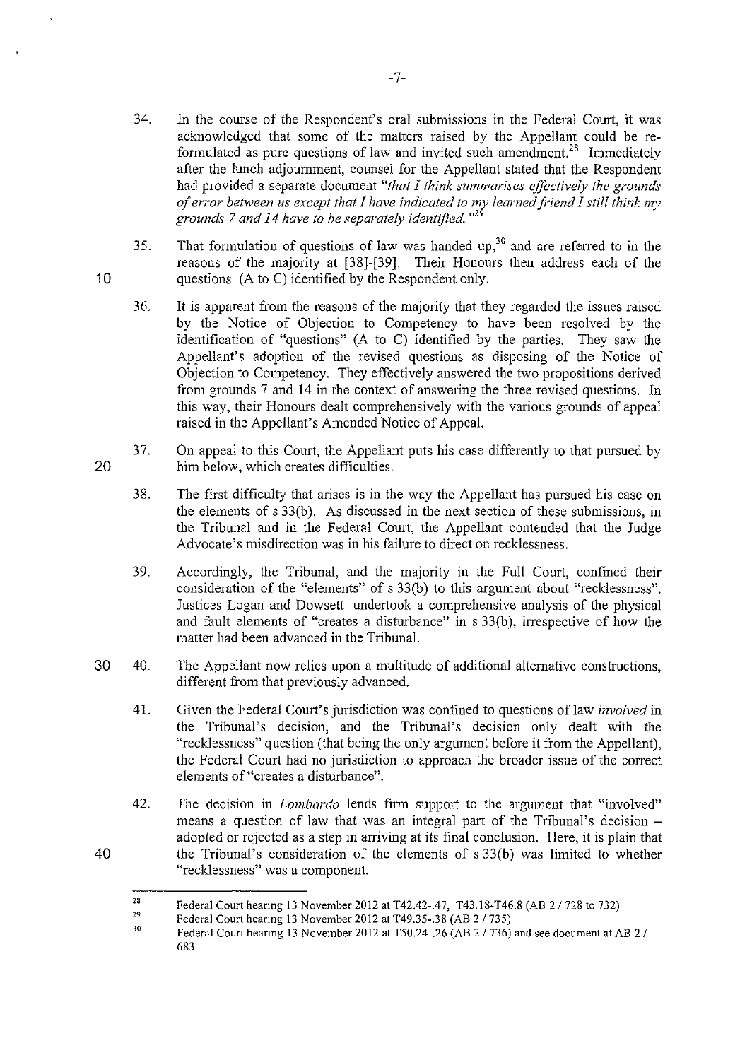34. In the course of the Respondent's oral submissions in the Federal Court, it was acknowledged that some of the matters raised by the Appellant could be re-formulated as pure questions of law and invited such amendment.[28] Immediately after the lunch adjournment, counsel for the Appellant stated that the Respondent had provided a separate document *"that I think summarises effectively the grounds of error between us except that I have indicated to my learned friend I still think my grounds 7 and 14 have to be separately identified."*[29]

35. That formulation of questions of law was handed up,[30] and are referred to in the reasons of the majority at [38]-[39]. Their Honours then address each of the questions (A to C) identified by the Respondent only.

36. It is apparent from the reasons of the majority that they regarded the issues raised by the Notice of Objection to Competency to have been resolved by the identification of "questions" (A to C) identified by the parties. They saw the Appellant's adoption of the revised questions as disposing of the Notice of Objection to Competency. They effectively answered the two propositions derived from grounds 7 and 14 in the context of answering the three revised questions. In this way, their Honours dealt comprehensively with the various grounds of appeal raised in the Appellant's Amended Notice of Appeal.

37. On appeal to this Court, the Appellant puts his case differently to that pursued by him below, which creates difficulties.

38. The first difficulty that arises is in the way the Appellant has pursued his case on the elements of s 33(b). As discussed in the next section of these submissions, in the Tribunal and in the Federal Court, the Appellant contended that the Judge Advocate's misdirection was in his failure to direct on recklessness.

39. Accordingly, the Tribunal, and the majority in the Full Court, confined their consideration of the "elements" of s 33(b) to this argument about "recklessness". Justices Logan and Dowsett undertook a comprehensive analysis of the physical and fault elements of "creates a disturbance" in s 33(b), irrespective of how the matter had been advanced in the Tribunal.

40. The Appellant now relies upon a multitude of additional alternative constructions, different from that previously advanced.

41. Given the Federal Court's jurisdiction was confined to questions of law *involved* in the Tribunal's decision, and the Tribunal's decision only dealt with the "recklessness" question (that being the only argument before it from the Appellant), the Federal Court had no jurisdiction to approach the broader issue of the correct elements of "creates a disturbance".

42. The decision in *Lombardo* lends firm support to the argument that "involved" means a question of law that was an integral part of the Tribunal's decision – adopted or rejected as a step in arriving at its final conclusion. Here, it is plain that the Tribunal's consideration of the elements of s 33(b) was limited to whether "recklessness" was a component.

---

[28] Federal Court hearing 13 November 2012 at T42.42-.47, T43.18-T46.8 (AB 2 / 728 to 732)

[29] Federal Court hearing 13 November 2012 at T49.35-.38 (AB 2 / 735)

[30] Federal Court hearing 13 November 2012 at T50.24-.26 (AB 2 / 736) and see document at AB 2 / 683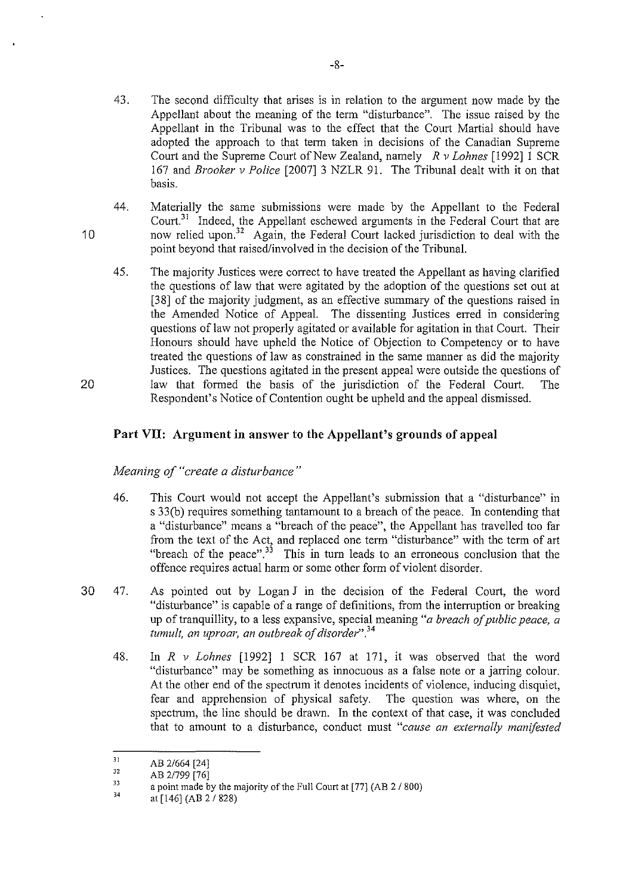43. The second difficulty that arises is in relation to the argument now made by the Appellant about the meaning of the term "disturbance". The issue raised by the Appellant in the Tribunal was to the effect that the Court Martial should have adopted the approach to that term taken in decisions of the Canadian Supreme Court and the Supreme Court of New Zealand, namely *R v Lohnes* [1992] 1 SCR 167 and *Brooker v Police* [2007] 3 NZLR 91. The Tribunal dealt with it on that basis.

44. Materially the same submissions were made by the Appellant to the Federal Court.[31] Indeed, the Appellant eschewed arguments in the Federal Court that are now relied upon.[32] Again, the Federal Court lacked jurisdiction to deal with the point beyond that raised/involved in the decision of the Tribunal.

45. The majority Justices were correct to have treated the Appellant as having clarified the questions of law that were agitated by the adoption of the questions set out at [38] of the majority judgment, as an effective summary of the questions raised in the Amended Notice of Appeal. The dissenting Justices erred in considering questions of law not properly agitated or available for agitation in that Court. Their Honours should have upheld the Notice of Objection to Competency or to have treated the questions of law as constrained in the same manner as did the majority Justices. The questions agitated in the present appeal were outside the questions of law that formed the basis of the jurisdiction of the Federal Court. The Respondent's Notice of Contention ought be upheld and the appeal dismissed.

## Part VII: Argument in answer to the Appellant's grounds of appeal

*Meaning of "create a disturbance"*

46. This Court would not accept the Appellant's submission that a "disturbance" in s 33(b) requires something tantamount to a breach of the peace. In contending that a "disturbance" means a "breach of the peace", the Appellant has travelled too far from the text of the Act, and replaced one term "disturbance" with the term of art "breach of the peace".[33] This in turn leads to an erroneous conclusion that the offence requires actual harm or some other form of violent disorder.

47. As pointed out by Logan J in the decision of the Federal Court, the word "disturbance" is capable of a range of definitions, from the interruption or breaking up of tranquillity, to a less expansive, special meaning *"a breach of public peace, a tumult, an uproar, an outbreak of disorder"*.[34]

48. In *R v Lohnes* [1992] 1 SCR 167 at 171, it was observed that the word "disturbance" may be something as innocuous as a false note or a jarring colour. At the other end of the spectrum it denotes incidents of violence, inducing disquiet, fear and apprehension of physical safety. The question was where, on the spectrum, the line should be drawn. In the context of that case, it was concluded that to amount to a disturbance, conduct must *"cause an externally manifested*

---

[31] AB 2/664 [24]

[32] AB 2/799 [76]

[33] a point made by the majority of the Full Court at [77] (AB 2 / 800)

[34] at [146] (AB 2 / 828)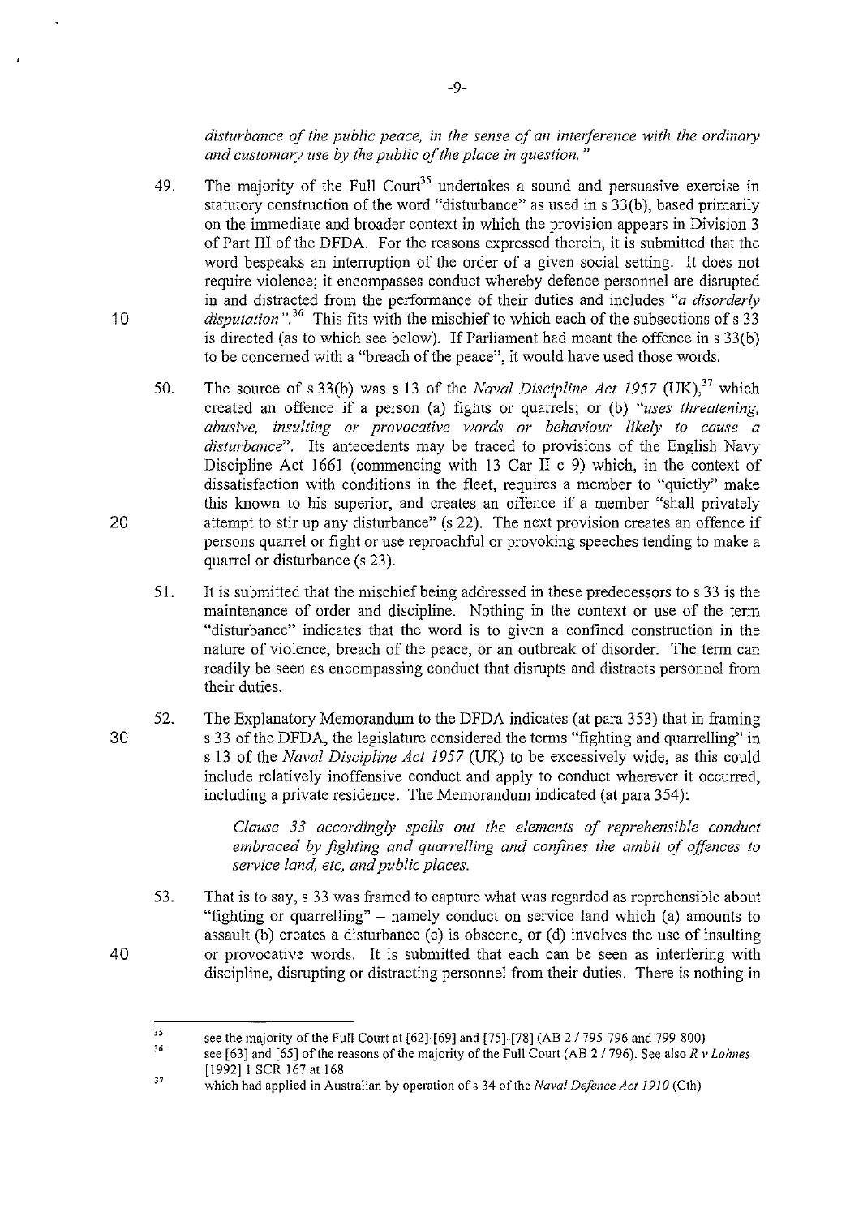*disturbance of the public peace, in the sense of an interference with the ordinary and customary use by the public of the place in question."*

49. The majority of the Full Court[35] undertakes a sound and persuasive exercise in statutory construction of the word "disturbance" as used in s 33(b), based primarily on the immediate and broader context in which the provision appears in Division 3 of Part III of the DFDA. For the reasons expressed therein, it is submitted that the word bespeaks an interruption of the order of a given social setting. It does not require violence; it encompasses conduct whereby defence personnel are disrupted in and distracted from the performance of their duties and includes *"a disorderly disputation"*.[36] This fits with the mischief to which each of the subsections of s 33 is directed (as to which see below). If Parliament had meant the offence in s 33(b) to be concerned with a "breach of the peace", it would have used those words.

50. The source of s 33(b) was s 13 of the *Naval Discipline Act 1957* (UK),[37] which created an offence if a person (a) fights or quarrels; or (b) *"uses threatening, abusive, insulting or provocative words or behaviour likely to cause a disturbance"*. Its antecedents may be traced to provisions of the English Navy Discipline Act 1661 (commencing with 13 Car II c 9) which, in the context of dissatisfaction with conditions in the fleet, requires a member to "quietly" make this known to his superior, and creates an offence if a member "shall privately attempt to stir up any disturbance" (s 22). The next provision creates an offence if persons quarrel or fight or use reproachful or provoking speeches tending to make a quarrel or disturbance (s 23).

51. It is submitted that the mischief being addressed in these predecessors to s 33 is the maintenance of order and discipline. Nothing in the context or use of the term "disturbance" indicates that the word is to given a confined construction in the nature of violence, breach of the peace, or an outbreak of disorder. The term can readily be seen as encompassing conduct that disrupts and distracts personnel from their duties.

52. The Explanatory Memorandum to the DFDA indicates (at para 353) that in framing s 33 of the DFDA, the legislature considered the terms "fighting and quarrelling" in s 13 of the *Naval Discipline Act 1957* (UK) to be excessively wide, as this could include relatively inoffensive conduct and apply to conduct wherever it occurred, including a private residence. The Memorandum indicated (at para 354):

> *Clause 33 accordingly spells out the elements of reprehensible conduct embraced by fighting and quarrelling and confines the ambit of offences to service land, etc, and public places.*

53. That is to say, s 33 was framed to capture what was regarded as reprehensible about "fighting or quarrelling" – namely conduct on service land which (a) amounts to assault (b) creates a disturbance (c) is obscene, or (d) involves the use of insulting or provocative words. It is submitted that each can be seen as interfering with discipline, disrupting or distracting personnel from their duties. There is nothing in

---

[35] see the majority of the Full Court at [62]-[69] and [75]-[78] (AB 2 / 795-796 and 799-800)

[36] see [63] and [65] of the reasons of the majority of the Full Court (AB 2 / 796). See also *R v Lohnes* [1992] 1 SCR 167 at 168

[37] which had applied in Australian by operation of s 34 of the *Naval Defence Act 1910* (Cth)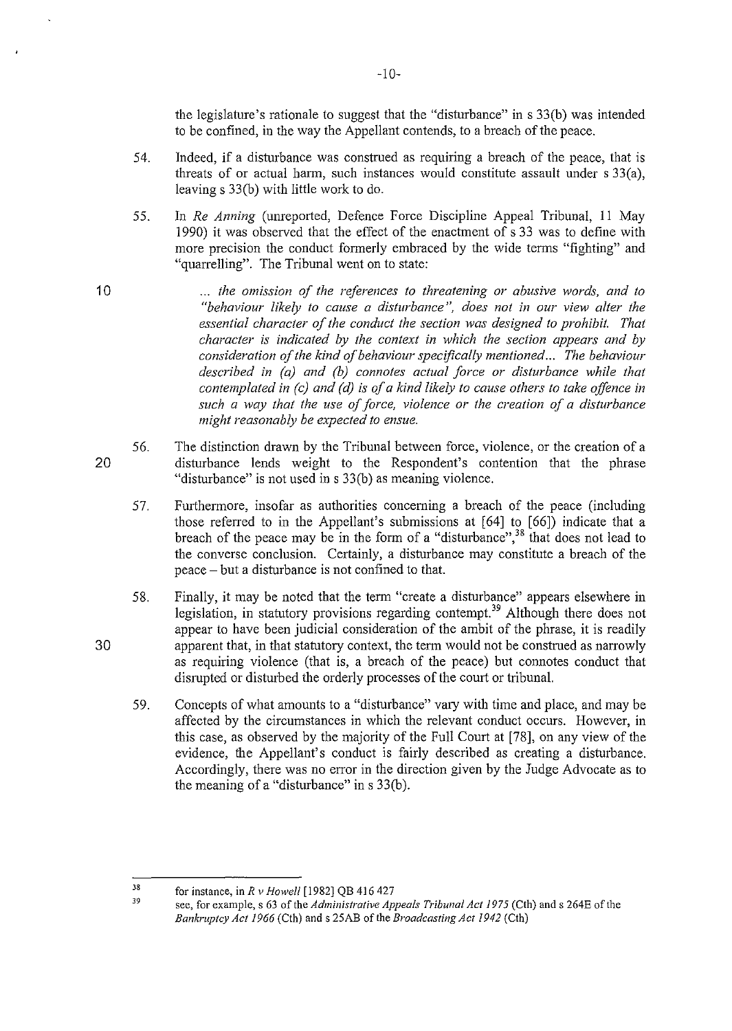the legislature's rationale to suggest that the "disturbance" in s 33(b) was intended to be confined, in the way the Appellant contends, to a breach of the peace.

54. Indeed, if a disturbance was construed as requiring a breach of the peace, that is threats of or actual harm, such instances would constitute assault under s 33(a), leaving s 33(b) with little work to do.

55. In *Re Anning* (unreported, Defence Force Discipline Appeal Tribunal, 11 May 1990) it was observed that the effect of the enactment of s 33 was to define with more precision the conduct formerly embraced by the wide terms "fighting" and "quarrelling". The Tribunal went on to state:

> *... the omission of the references to threatening or abusive words, and to "behaviour likely to cause a disturbance", does not in our view alter the essential character of the conduct the section was designed to prohibit. That character is indicated by the context in which the section appears and by consideration of the kind of behaviour specifically mentioned... The behaviour described in (a) and (b) connotes actual force or disturbance while that contemplated in (c) and (d) is of a kind likely to cause others to take offence in such a way that the use of force, violence or the creation of a disturbance might reasonably be expected to ensue.*

56. The distinction drawn by the Tribunal between force, violence, or the creation of a disturbance lends weight to the Respondent's contention that the phrase "disturbance" is not used in s 33(b) as meaning violence.

57. Furthermore, insofar as authorities concerning a breach of the peace (including those referred to in the Appellant's submissions at [64] to [66]) indicate that a breach of the peace may be in the form of a "disturbance",[38] that does not lead to the converse conclusion. Certainly, a disturbance may constitute a breach of the peace – but a disturbance is not confined to that.

58. Finally, it may be noted that the term "create a disturbance" appears elsewhere in legislation, in statutory provisions regarding contempt.[39] Although there does not appear to have been judicial consideration of the ambit of the phrase, it is readily apparent that, in that statutory context, the term would not be construed as narrowly as requiring violence (that is, a breach of the peace) but connotes conduct that disrupted or disturbed the orderly processes of the court or tribunal.

59. Concepts of what amounts to a "disturbance" vary with time and place, and may be affected by the circumstances in which the relevant conduct occurs. However, in this case, as observed by the majority of the Full Court at [78], on any view of the evidence, the Appellant's conduct is fairly described as creating a disturbance. Accordingly, there was no error in the direction given by the Judge Advocate as to the meaning of a "disturbance" in s 33(b).

---

[38] for instance, in *R v Howell* [1982] QB 416 427

[39] see, for example, s 63 of the *Administrative Appeals Tribunal Act 1975* (Cth) and s 264E of the *Bankruptcy Act 1966* (Cth) and s 25AB of the *Broadcasting Act 1942* (Cth)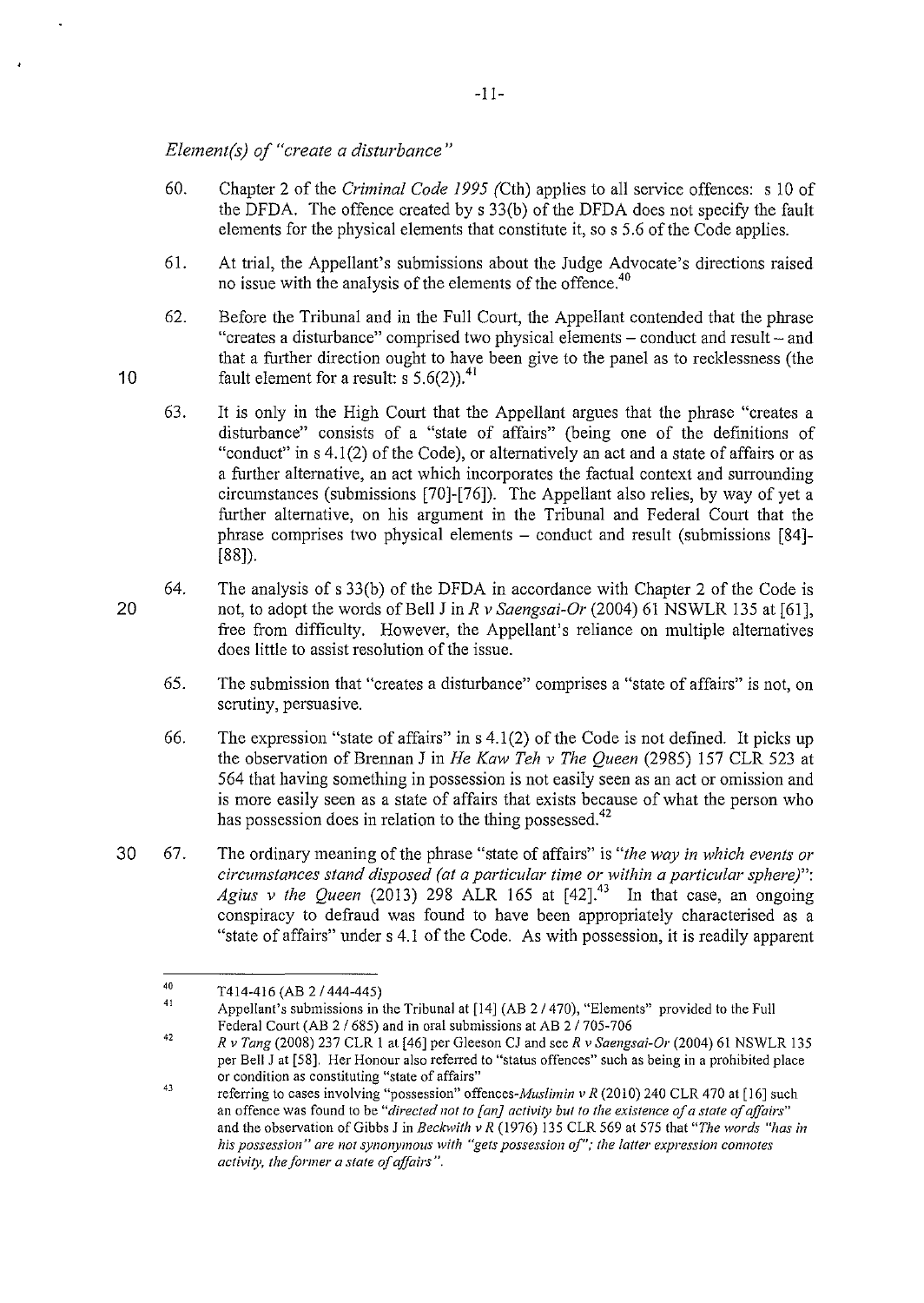*Element(s) of "create a disturbance"*

60. Chapter 2 of the *Criminal Code 1995 (*Cth) applies to all service offences: s 10 of the DFDA. The offence created by s 33(b) of the DFDA does not specify the fault elements for the physical elements that constitute it, so s 5.6 of the Code applies.

61. At trial, the Appellant's submissions about the Judge Advocate's directions raised no issue with the analysis of the elements of the offence.[40]

62. Before the Tribunal and in the Full Court, the Appellant contended that the phrase "creates a disturbance" comprised two physical elements – conduct and result – and that a further direction ought to have been give to the panel as to recklessness (the fault element for a result: s 5.6(2)).[41]

63. It is only in the High Court that the Appellant argues that the phrase "creates a disturbance" consists of a "state of affairs" (being one of the definitions of "conduct" in s 4.1(2) of the Code), or alternatively an act and a state of affairs or as a further alternative, an act which incorporates the factual context and surrounding circumstances (submissions [70]-[76]). The Appellant also relies, by way of yet a further alternative, on his argument in the Tribunal and Federal Court that the phrase comprises two physical elements – conduct and result (submissions [84]-[88]).

64. The analysis of s 33(b) of the DFDA in accordance with Chapter 2 of the Code is not, to adopt the words of Bell J in *R v Saengsai-Or* (2004) 61 NSWLR 135 at [61], free from difficulty. However, the Appellant's reliance on multiple alternatives does little to assist resolution of the issue.

65. The submission that "creates a disturbance" comprises a "state of affairs" is not, on scrutiny, persuasive.

66. The expression "state of affairs" in s 4.1(2) of the Code is not defined. It picks up the observation of Brennan J in *He Kaw Teh v The Queen* (2985) 157 CLR 523 at 564 that having something in possession is not easily seen as an act or omission and is more easily seen as a state of affairs that exists because of what the person who has possession does in relation to the thing possessed.[42]

67. The ordinary meaning of the phrase "state of affairs" is *"the way in which events or circumstances stand disposed (at a particular time or within a particular sphere)"*: *Agius v the Queen* (2013) 298 ALR 165 at [42].[43] In that case, an ongoing conspiracy to defraud was found to have been appropriately characterised as a "state of affairs" under s 4.1 of the Code. As with possession, it is readily apparent

---

[40] T414-416 (AB 2 / 444-445)

[41] Appellant's submissions in the Tribunal at [14] (AB 2 / 470), "Elements" provided to the Full Federal Court (AB 2 / 685) and in oral submissions at AB 2 / 705-706

[42] *R v Tang* (2008) 237 CLR 1 at [46] per Gleeson CJ and see *R v Saengsai-Or* (2004) 61 NSWLR 135 per Bell J at [58]. Her Honour also referred to "status offences" such as being in a prohibited place or condition as constituting "state of affairs"

[43] referring to cases involving "possession" offences-*Muslimin v R* (2010) 240 CLR 470 at [16] such an offence was found to be *"directed not to [an] activity but to the existence of a state of affairs"* and the observation of Gibbs J in *Beckwith v R* (1976) 135 CLR 569 at 575 that *"The words "has in his possession" are not synonymous with "gets possession of"; the latter expression connotes activity, the former a state of affairs".*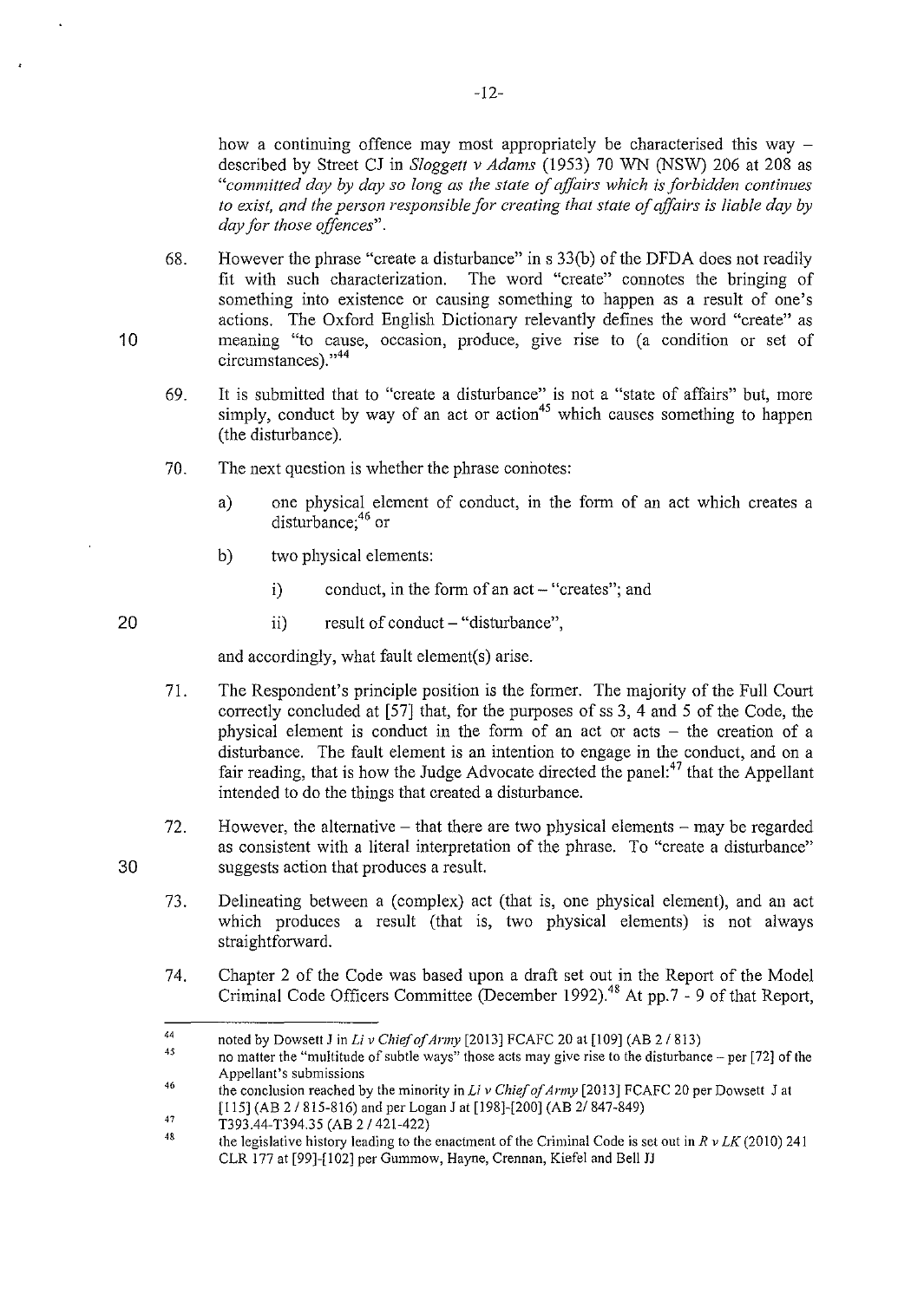how a continuing offence may most appropriately be characterised this way – described by Street CJ in *Sloggett v Adams* (1953) 70 WN (NSW) 206 at 208 as *"committed day by day so long as the state of affairs which is forbidden continues to exist, and the person responsible for creating that state of affairs is liable day by day for those offences"*.

68. However the phrase "create a disturbance" in s 33(b) of the DFDA does not readily fit with such characterization. The word "create" connotes the bringing of something into existence or causing something to happen as a result of one's actions. The Oxford English Dictionary relevantly defines the word "create" as meaning "to cause, occasion, produce, give rise to (a condition or set of circumstances)."[44]

69. It is submitted that to "create a disturbance" is not a "state of affairs" but, more simply, conduct by way of an act or action[45] which causes something to happen (the disturbance).

70. The next question is whether the phrase connotes:

    a) one physical element of conduct, in the form of an act which creates a disturbance;[46] or

    b) two physical elements:

        i) conduct, in the form of an act – "creates"; and

        ii) result of conduct – "disturbance",

    and accordingly, what fault element(s) arise.

71. The Respondent's principle position is the former. The majority of the Full Court correctly concluded at [57] that, for the purposes of ss 3, 4 and 5 of the Code, the physical element is conduct in the form of an act or acts – the creation of a disturbance. The fault element is an intention to engage in the conduct, and on a fair reading, that is how the Judge Advocate directed the panel:[47] that the Appellant intended to do the things that created a disturbance.

72. However, the alternative – that there are two physical elements – may be regarded as consistent with a literal interpretation of the phrase. To "create a disturbance" suggests action that produces a result.

73. Delineating between a (complex) act (that is, one physical element), and an act which produces a result (that is, two physical elements) is not always straightforward.

74. Chapter 2 of the Code was based upon a draft set out in the Report of the Model Criminal Code Officers Committee (December 1992).[48] At pp.7 - 9 of that Report,

---

[44] noted by Dowsett J in *Li v Chief of Army* [2013] FCAFC 20 at [109] (AB 2 / 813)

[45] no matter the "multitude of subtle ways" those acts may give rise to the disturbance – per [72] of the Appellant's submissions

[46] the conclusion reached by the minority in *Li v Chief of Army* [2013] FCAFC 20 per Dowsett J at [115] (AB 2 / 815-816) and per Logan J at [198]-[200] (AB 2/ 847-849)

[47] T393.44-T394.35 (AB 2 / 421-422)

[48] the legislative history leading to the enactment of the Criminal Code is set out in *R v LK* (2010) 241 CLR 177 at [99]-[102] per Gummow, Hayne, Crennan, Kiefel and Bell JJ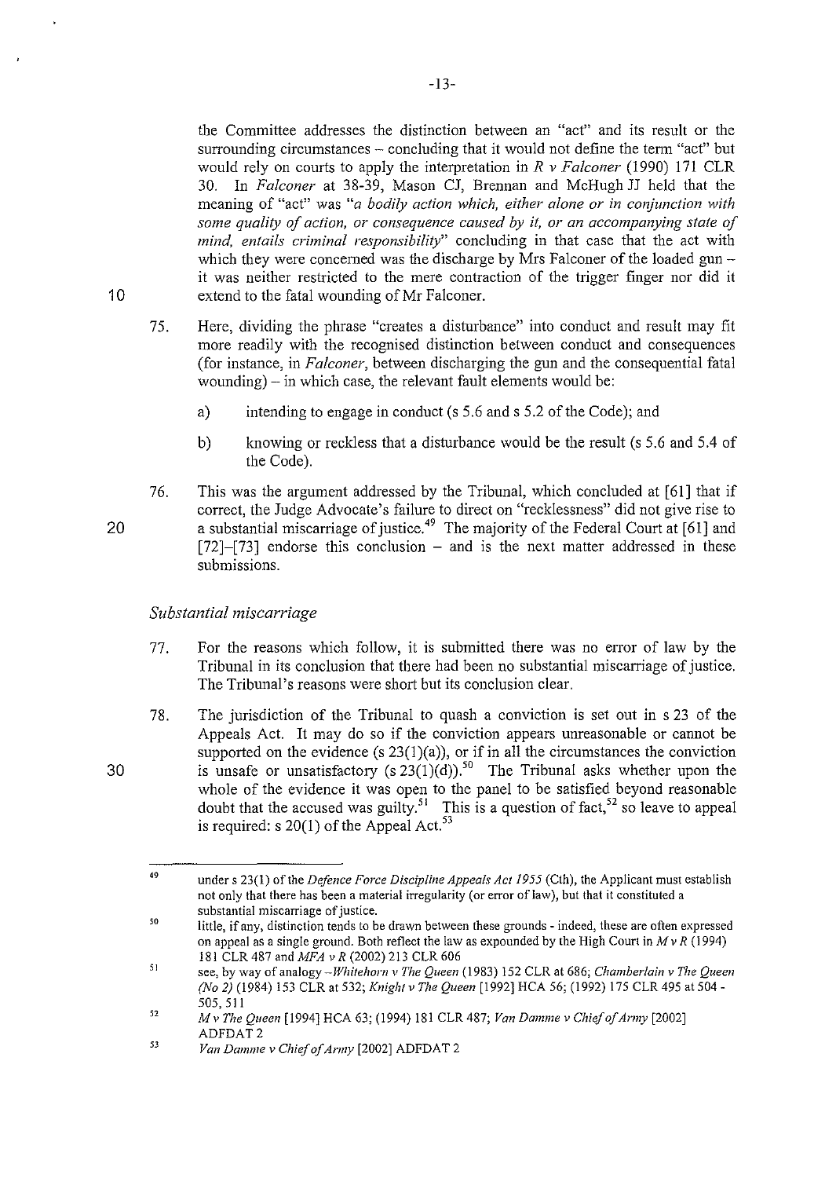the Committee addresses the distinction between an "act" and its result or the surrounding circumstances – concluding that it would not define the term "act" but would rely on courts to apply the interpretation in *R v Falconer* (1990) 171 CLR 30. In *Falconer* at 38-39, Mason CJ, Brennan and McHugh JJ held that the meaning of "act" was "*a bodily action which, either alone or in conjunction with some quality of action, or consequence caused by it, or an accompanying state of mind, entails criminal responsibility*" concluding in that case that the act with which they were concerned was the discharge by Mrs Falconer of the loaded gun – it was neither restricted to the mere contraction of the trigger finger nor did it extend to the fatal wounding of Mr Falconer.

75. Here, dividing the phrase "creates a disturbance" into conduct and result may fit more readily with the recognised distinction between conduct and consequences (for instance, in *Falconer*, between discharging the gun and the consequential fatal wounding) – in which case, the relevant fault elements would be:

    a) intending to engage in conduct (s 5.6 and s 5.2 of the Code); and

    b) knowing or reckless that a disturbance would be the result (s 5.6 and 5.4 of the Code).

76. This was the argument addressed by the Tribunal, which concluded at [61] that if correct, the Judge Advocate's failure to direct on "recklessness" did not give rise to a substantial miscarriage of justice.[49] The majority of the Federal Court at [61] and [72]–[73] endorse this conclusion – and is the next matter addressed in these submissions.

*Substantial miscarriage*

77. For the reasons which follow, it is submitted there was no error of law by the Tribunal in its conclusion that there had been no substantial miscarriage of justice. The Tribunal's reasons were short but its conclusion clear.

78. The jurisdiction of the Tribunal to quash a conviction is set out in s 23 of the Appeals Act. It may do so if the conviction appears unreasonable or cannot be supported on the evidence (s 23(1)(a)), or if in all the circumstances the conviction is unsafe or unsatisfactory (s 23(1)(d)).[50] The Tribunal asks whether upon the whole of the evidence it was open to the panel to be satisfied beyond reasonable doubt that the accused was guilty.[51] This is a question of fact,[52] so leave to appeal is required: s 20(1) of the Appeal Act.[53]

---

[49] under s 23(1) of the *Defence Force Discipline Appeals Act 1955* (Cth), the Applicant must establish not only that there has been a material irregularity (or error of law), but that it constituted a substantial miscarriage of justice.

[50] little, if any, distinction tends to be drawn between these grounds - indeed, these are often expressed on appeal as a single ground. Both reflect the law as expounded by the High Court in *M v R* (1994) 181 CLR 487 and *MFA v R* (2002) 213 CLR 606

[51] see, by way of analogy – *Whitehorn v The Queen* (1983) 152 CLR at 686; *Chamberlain v The Queen (No 2)* (1984) 153 CLR at 532; *Knight v The Queen* [1992] HCA 56; (1992) 175 CLR 495 at 504 - 505, 511

[52] *M v The Queen* [1994] HCA 63; (1994) 181 CLR 487; *Van Damme v Chief of Army* [2002] ADFDAT 2

[53] *Van Damme v Chief of Army* [2002] ADFDAT 2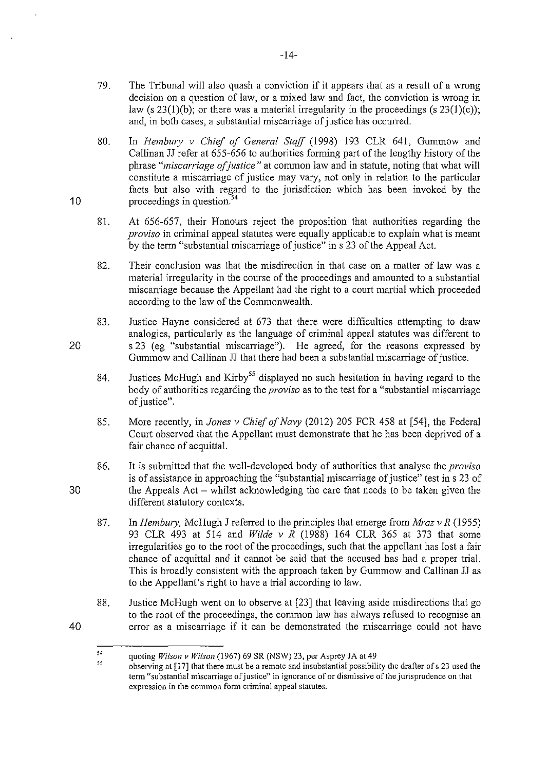79. The Tribunal will also quash a conviction if it appears that as a result of a wrong decision on a question of law, or a mixed law and fact, the conviction is wrong in law (s 23(1)(b); or there was a material irregularity in the proceedings (s 23(1)(c)); and, in both cases, a substantial miscarriage of justice has occurred.

80. In *Hembury v Chief of General Staff* (1998) 193 CLR 641, Gummow and Callinan JJ refer at 655-656 to authorities forming part of the lengthy history of the phrase *"miscarriage of justice"* at common law and in statute, noting that what will constitute a miscarriage of justice may vary, not only in relation to the particular facts but also with regard to the jurisdiction which has been invoked by the proceedings in question.[54]

81. At 656-657, their Honours reject the proposition that authorities regarding the *proviso* in criminal appeal statutes were equally applicable to explain what is meant by the term "substantial miscarriage of justice" in s 23 of the Appeal Act.

82. Their conclusion was that the misdirection in that case on a matter of law was a material irregularity in the course of the proceedings and amounted to a substantial miscarriage because the Appellant had the right to a court martial which proceeded according to the law of the Commonwealth.

83. Justice Hayne considered at 673 that there were difficulties attempting to draw analogies, particularly as the language of criminal appeal statutes was different to s 23 (eg "substantial miscarriage"). He agreed, for the reasons expressed by Gummow and Callinan JJ that there had been a substantial miscarriage of justice.

84. Justices McHugh and Kirby[55] displayed no such hesitation in having regard to the body of authorities regarding the *proviso* as to the test for a "substantial miscarriage of justice".

85. More recently, in *Jones v Chief of Navy* (2012) 205 FCR 458 at [54], the Federal Court observed that the Appellant must demonstrate that he has been deprived of a fair chance of acquittal.

86. It is submitted that the well-developed body of authorities that analyse the *proviso* is of assistance in approaching the "substantial miscarriage of justice" test in s 23 of the Appeals Act – whilst acknowledging the care that needs to be taken given the different statutory contexts.

87. In *Hembury,* McHugh J referred to the principles that emerge from *Mraz v R* (1955) 93 CLR 493 at 514 and *Wilde v R* (1988) 164 CLR 365 at 373 that some irregularities go to the root of the proceedings, such that the appellant has lost a fair chance of acquittal and it cannot be said that the accused has had a proper trial. This is broadly consistent with the approach taken by Gummow and Callinan JJ as to the Appellant's right to have a trial according to law.

88. Justice McHugh went on to observe at [23] that leaving aside misdirections that go to the root of the proceedings, the common law has always refused to recognise an error as a miscarriage if it can be demonstrated the miscarriage could not have

---

[54] quoting *Wilson v Wilson* (1967) 69 SR (NSW) 23, per Asprey JA at 49

[55] observing at [17] that there must be a remote and insubstantial possibility the drafter of s 23 used the term "substantial miscarriage of justice" in ignorance of or dismissive of the jurisprudence on that expression in the common form criminal appeal statutes.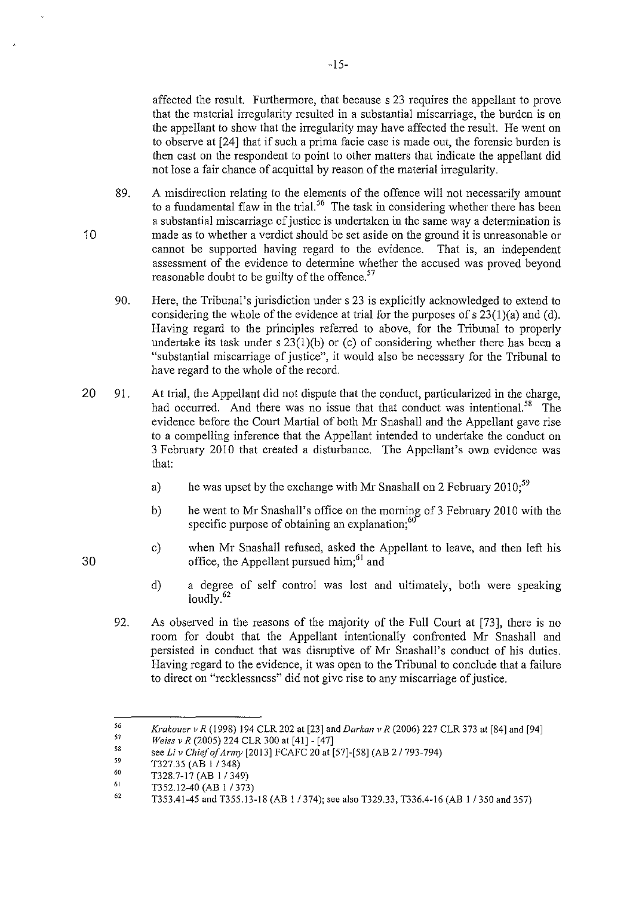affected the result. Furthermore, that because s 23 requires the appellant to prove that the material irregularity resulted in a substantial miscarriage, the burden is on the appellant to show that the irregularity may have affected the result. He went on to observe at [24] that if such a prima facie case is made out, the forensic burden is then cast on the respondent to point to other matters that indicate the appellant did not lose a fair chance of acquittal by reason of the material irregularity.

89. A misdirection relating to the elements of the offence will not necessarily amount to a fundamental flaw in the trial.[56] The task in considering whether there has been a substantial miscarriage of justice is undertaken in the same way a determination is made as to whether a verdict should be set aside on the ground it is unreasonable or cannot be supported having regard to the evidence. That is, an independent assessment of the evidence to determine whether the accused was proved beyond reasonable doubt to be guilty of the offence.[57]

90. Here, the Tribunal's jurisdiction under s 23 is explicitly acknowledged to extend to considering the whole of the evidence at trial for the purposes of s 23(1)(a) and (d). Having regard to the principles referred to above, for the Tribunal to properly undertake its task under s 23(1)(b) or (c) of considering whether there has been a "substantial miscarriage of justice", it would also be necessary for the Tribunal to have regard to the whole of the record.

91. At trial, the Appellant did not dispute that the conduct, particularized in the charge, had occurred. And there was no issue that that conduct was intentional.[58] The evidence before the Court Martial of both Mr Snashall and the Appellant gave rise to a compelling inference that the Appellant intended to undertake the conduct on 3 February 2010 that created a disturbance. The Appellant's own evidence was that:

   a) he was upset by the exchange with Mr Snashall on 2 February 2010;[59]

   b) he went to Mr Snashall's office on the morning of 3 February 2010 with the specific purpose of obtaining an explanation;[60]

   c) when Mr Snashall refused, asked the Appellant to leave, and then left his office, the Appellant pursued him;[61] and

   d) a degree of self control was lost and ultimately, both were speaking loudly.[62]

92. As observed in the reasons of the majority of the Full Court at [73], there is no room for doubt that the Appellant intentionally confronted Mr Snashall and persisted in conduct that was disruptive of Mr Snashall's conduct of his duties. Having regard to the evidence, it was open to the Tribunal to conclude that a failure to direct on "recklessness" did not give rise to any miscarriage of justice.

---

[56] *Krakouer v R* (1998) 194 CLR 202 at [23] and *Darkan v R* (2006) 227 CLR 373 at [84] and [94]

[57] *Weiss v R* (2005) 224 CLR 300 at [41] - [47]

[58] see *Li v Chief of Army* [2013] FCAFC 20 at [57]-[58] (AB 2 / 793-794)

[59] T327.35 (AB 1 / 348)

[60] T328.7-17 (AB 1 / 349)

[61] T352.12-40 (AB 1 / 373)

[62] T353.41-45 and T355.13-18 (AB 1 / 374); see also T329.33, T336.4-16 (AB 1 / 350 and 357)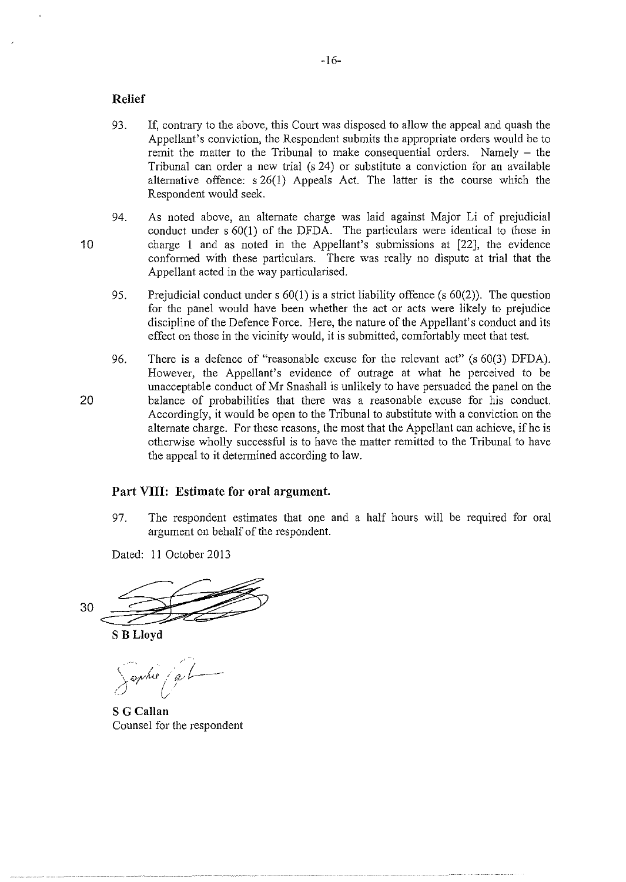## Relief

93. If, contrary to the above, this Court was disposed to allow the appeal and quash the Appellant's conviction, the Respondent submits the appropriate orders would be to remit the matter to the Tribunal to make consequential orders. Namely – the Tribunal can order a new trial (s 24) or substitute a conviction for an available alternative offence: s 26(1) Appeals Act. The latter is the course which the Respondent would seek.

94. As noted above, an alternate charge was laid against Major Li of prejudicial conduct under s 60(1) of the DFDA. The particulars were identical to those in charge 1 and as noted in the Appellant's submissions at [22], the evidence conformed with these particulars. There was really no dispute at trial that the Appellant acted in the way particularised.

95. Prejudicial conduct under s 60(1) is a strict liability offence (s 60(2)). The question for the panel would have been whether the act or acts were likely to prejudice discipline of the Defence Force. Here, the nature of the Appellant's conduct and its effect on those in the vicinity would, it is submitted, comfortably meet that test.

96. There is a defence of "reasonable excuse for the relevant act" (s 60(3) DFDA). However, the Appellant's evidence of outrage at what he perceived to be unacceptable conduct of Mr Snashall is unlikely to have persuaded the panel on the balance of probabilities that there was a reasonable excuse for his conduct. Accordingly, it would be open to the Tribunal to substitute with a conviction on the alternate charge. For these reasons, the most that the Appellant can achieve, if he is otherwise wholly successful is to have the matter remitted to the Tribunal to have the appeal to it determined according to law.

## Part VIII: Estimate for oral argument.

97. The respondent estimates that one and a half hours will be required for oral argument on behalf of the respondent.

Dated: 11 October 2013

**S B Lloyd**

**S G Callan**
Counsel for the respondent